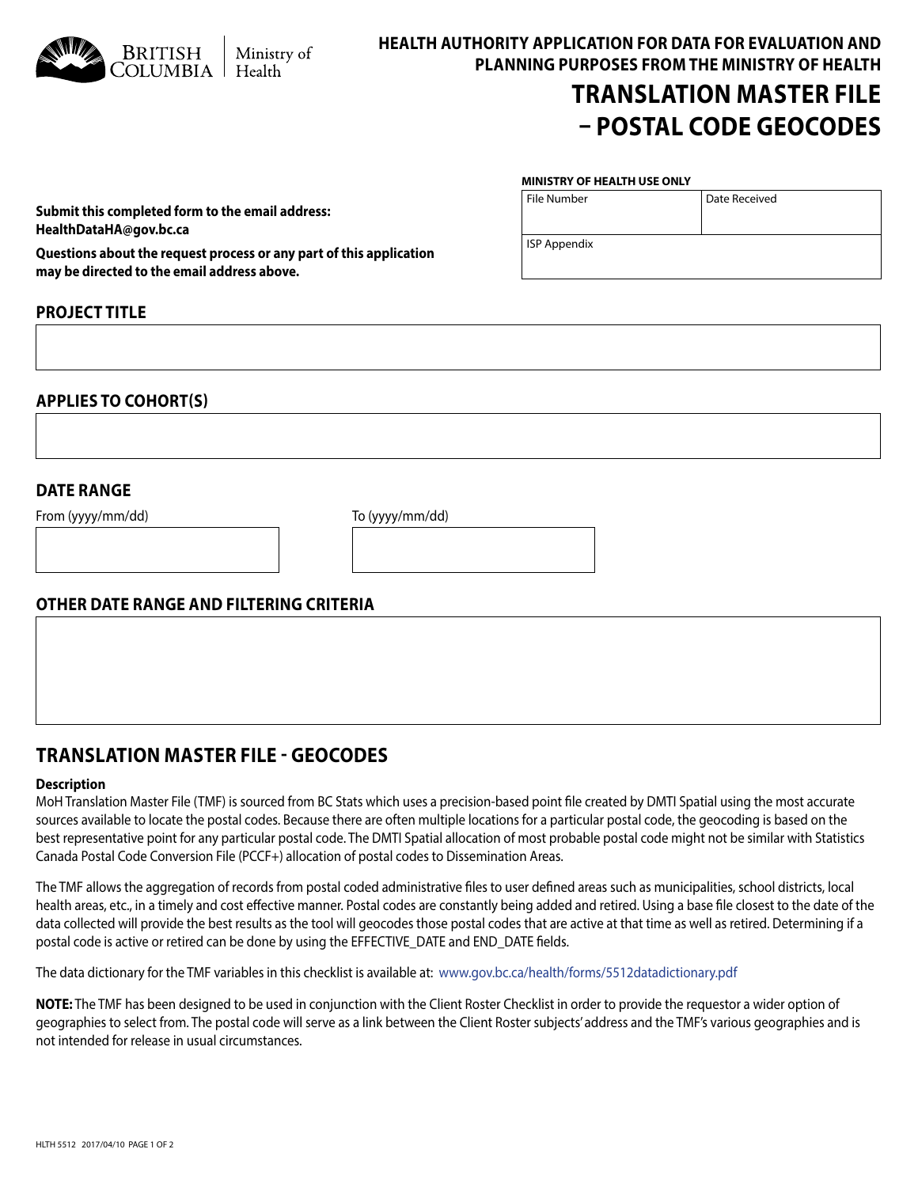British Columbia | Ministry of Health

# HEALTH AUTHORITY APPLICATION FOR DATA FOR EVALUATION AND PLANNING PURPOSES FROM THE MINISTRY OF HEALTH

# TRANSLATION MASTER FILE – POSTAL CODE GEOCODES

**MINISTRY OF HEALTH USE ONLY**

| File Number | Date Received |
|---|---|
| ISP Appendix | |

**Submit this completed form to the email address: HealthDataHA@gov.bc.ca**

**Questions about the request process or any part of this application may be directed to the email address above.**

## PROJECT TITLE

## APPLIES TO COHORT(S)

## DATE RANGE

From (yyyy/mm/dd)

To (yyyy/mm/dd)

## OTHER DATE RANGE AND FILTERING CRITERIA

## TRANSLATION MASTER FILE - GEOCODES

**Description**

MoH Translation Master File (TMF) is sourced from BC Stats which uses a precision-based point file created by DMTI Spatial using the most accurate sources available to locate the postal codes. Because there are often multiple locations for a particular postal code, the geocoding is based on the best representative point for any particular postal code. The DMTI Spatial allocation of most probable postal code might not be similar with Statistics Canada Postal Code Conversion File (PCCF+) allocation of postal codes to Dissemination Areas.

The TMF allows the aggregation of records from postal coded administrative files to user defined areas such as municipalities, school districts, local health areas, etc., in a timely and cost effective manner. Postal codes are constantly being added and retired. Using a base file closest to the date of the data collected will provide the best results as the tool will geocodes those postal codes that are active at that time as well as retired. Determining if a postal code is active or retired can be done by using the EFFECTIVE_DATE and END_DATE fields.

The data dictionary for the TMF variables in this checklist is available at: www.gov.bc.ca/health/forms/5512datadictionary.pdf

**NOTE:** The TMF has been designed to be used in conjunction with the Client Roster Checklist in order to provide the requestor a wider option of geographies to select from. The postal code will serve as a link between the Client Roster subjects' address and the TMF's various geographies and is not intended for release in usual circumstances.

HLTH 5512 2017/04/10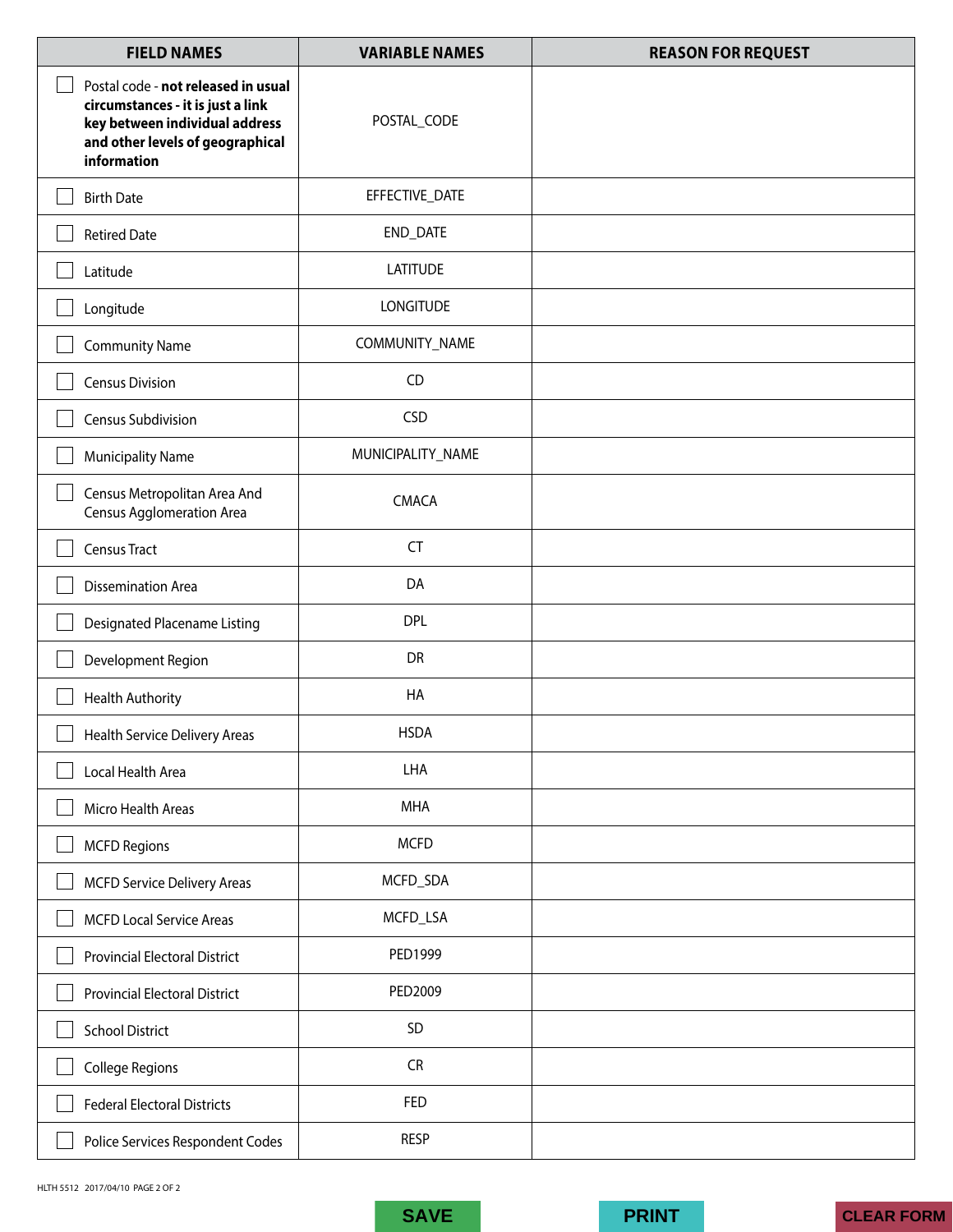| FIELD NAMES | VARIABLE NAMES | REASON FOR REQUEST |
|---|---|---|
| ☐ Postal code - **not released in usual circumstances - it is just a link key between individual address and other levels of geographical information** | POSTAL_CODE | |
| ☐ Birth Date | EFFECTIVE_DATE | |
| ☐ Retired Date | END_DATE | |
| ☐ Latitude | LATITUDE | |
| ☐ Longitude | LONGITUDE | |
| ☐ Community Name | COMMUNITY_NAME | |
| ☐ Census Division | CD | |
| ☐ Census Subdivision | CSD | |
| ☐ Municipality Name | MUNICIPALITY_NAME | |
| ☐ Census Metropolitan Area And Census Agglomeration Area | CMACA | |
| ☐ Census Tract | CT | |
| ☐ Dissemination Area | DA | |
| ☐ Designated Placename Listing | DPL | |
| ☐ Development Region | DR | |
| ☐ Health Authority | HA | |
| ☐ Health Service Delivery Areas | HSDA | |
| ☐ Local Health Area | LHA | |
| ☐ Micro Health Areas | MHA | |
| ☐ MCFD Regions | MCFD | |
| ☐ MCFD Service Delivery Areas | MCFD_SDA | |
| ☐ MCFD Local Service Areas | MCFD_LSA | |
| ☐ Provincial Electoral District | PED1999 | |
| ☐ Provincial Electoral District | PED2009 | |
| ☐ School District | SD | |
| ☐ College Regions | CR | |
| ☐ Federal Electoral Districts | FED | |
| ☐ Police Services Respondent Codes | RESP | |

HLTH 5512 2017/04/10

SAVE PRINT CLEAR FORM